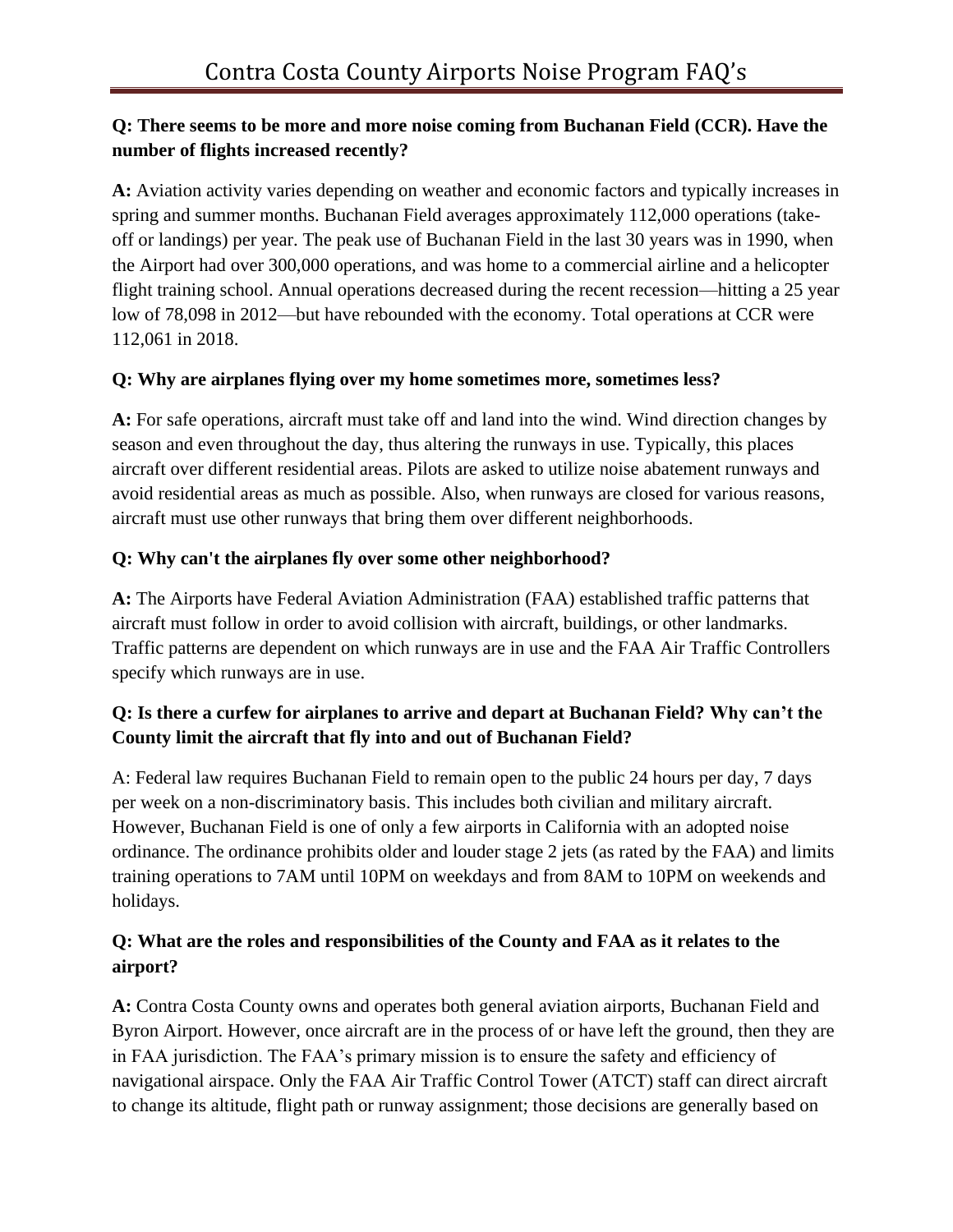# Contra Costa County Airports Noise Program FAQ's

**Q: There seems to be more and more noise coming from Buchanan Field (CCR). Have the number of flights increased recently?**

**A:** Aviation activity varies depending on weather and economic factors and typically increases in spring and summer months. Buchanan Field averages approximately 112,000 operations (take-off or landings) per year. The peak use of Buchanan Field in the last 30 years was in 1990, when the Airport had over 300,000 operations, and was home to a commercial airline and a helicopter flight training school. Annual operations decreased during the recent recession—hitting a 25 year low of 78,098 in 2012—but have rebounded with the economy. Total operations at CCR were 112,061 in 2018.

**Q: Why are airplanes flying over my home sometimes more, sometimes less?**

**A:** For safe operations, aircraft must take off and land into the wind. Wind direction changes by season and even throughout the day, thus altering the runways in use. Typically, this places aircraft over different residential areas. Pilots are asked to utilize noise abatement runways and avoid residential areas as much as possible. Also, when runways are closed for various reasons, aircraft must use other runways that bring them over different neighborhoods.

**Q: Why can't the airplanes fly over some other neighborhood?**

**A:** The Airports have Federal Aviation Administration (FAA) established traffic patterns that aircraft must follow in order to avoid collision with aircraft, buildings, or other landmarks. Traffic patterns are dependent on which runways are in use and the FAA Air Traffic Controllers specify which runways are in use.

**Q: Is there a curfew for airplanes to arrive and depart at Buchanan Field? Why can't the County limit the aircraft that fly into and out of Buchanan Field?**

A: Federal law requires Buchanan Field to remain open to the public 24 hours per day, 7 days per week on a non-discriminatory basis. This includes both civilian and military aircraft. However, Buchanan Field is one of only a few airports in California with an adopted noise ordinance. The ordinance prohibits older and louder stage 2 jets (as rated by the FAA) and limits training operations to 7AM until 10PM on weekdays and from 8AM to 10PM on weekends and holidays.

**Q: What are the roles and responsibilities of the County and FAA as it relates to the airport?**

**A:** Contra Costa County owns and operates both general aviation airports, Buchanan Field and Byron Airport. However, once aircraft are in the process of or have left the ground, then they are in FAA jurisdiction. The FAA's primary mission is to ensure the safety and efficiency of navigational airspace. Only the FAA Air Traffic Control Tower (ATCT) staff can direct aircraft to change its altitude, flight path or runway assignment; those decisions are generally based on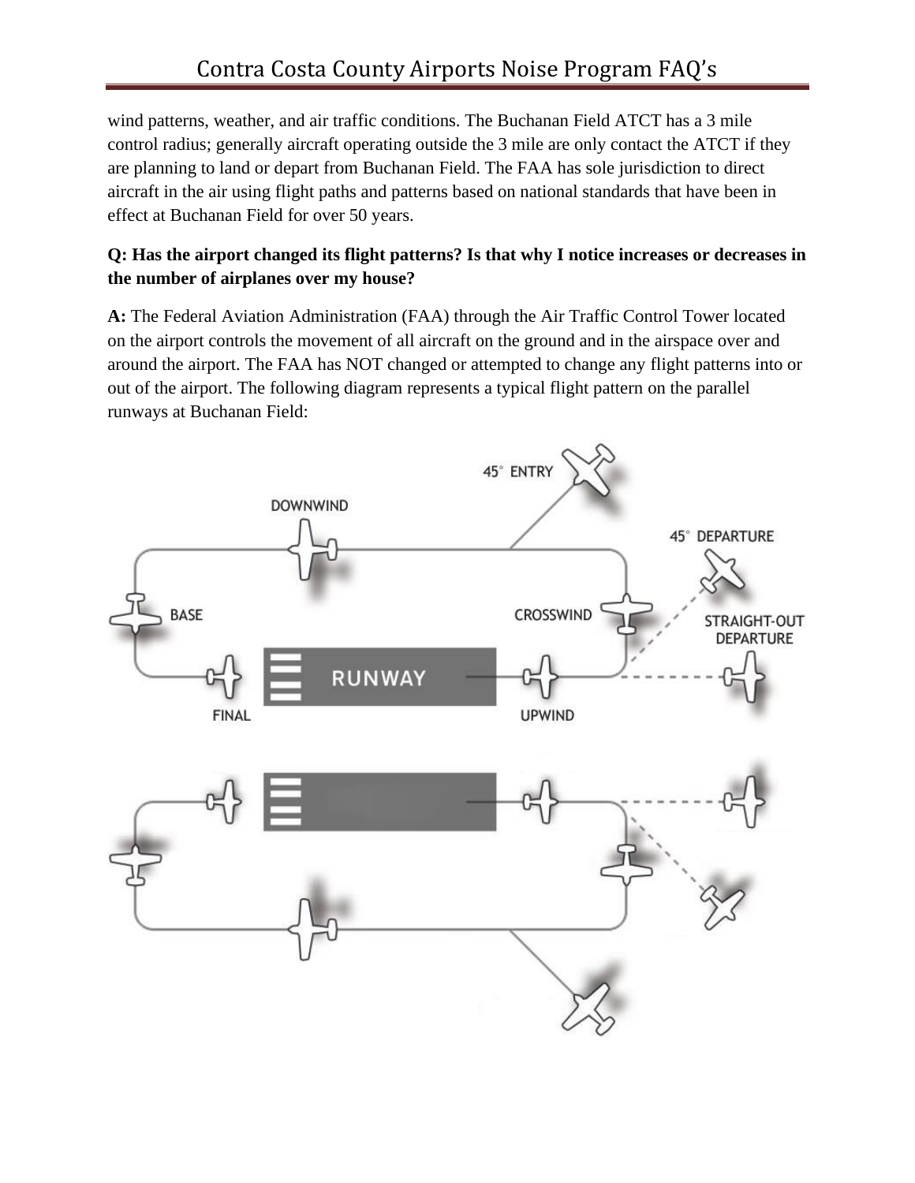wind patterns, weather, and air traffic conditions. The Buchanan Field ATCT has a 3 mile control radius; generally aircraft operating outside the 3 mile are only contact the ATCT if they are planning to land or depart from Buchanan Field. The FAA has sole jurisdiction to direct aircraft in the air using flight paths and patterns based on national standards that have been in effect at Buchanan Field for over 50 years.

**Q: Has the airport changed its flight patterns? Is that why I notice increases or decreases in the number of airplanes over my house?**

**A:** The Federal Aviation Administration (FAA) through the Air Traffic Control Tower located on the airport controls the movement of all aircraft on the ground and in the airspace over and around the airport. The FAA has NOT changed or attempted to change any flight patterns into or out of the airport. The following diagram represents a typical flight pattern on the parallel runways at Buchanan Field: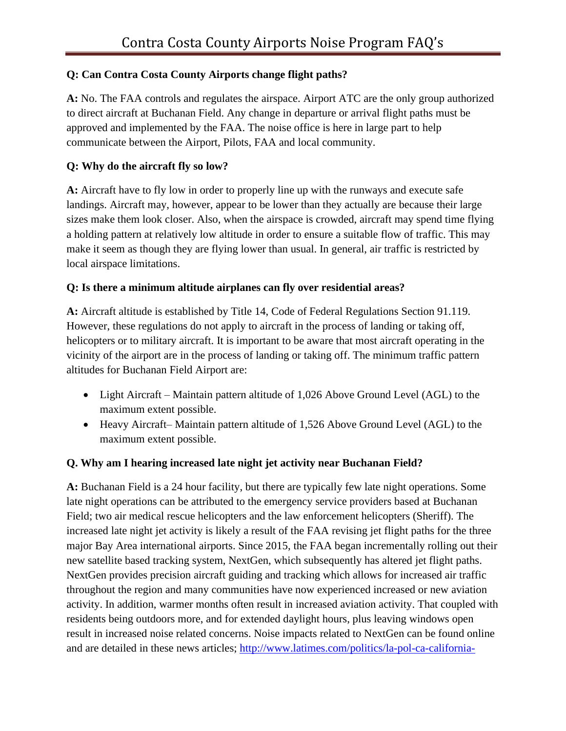**Q: Can Contra Costa County Airports change flight paths?**

**A:** No. The FAA controls and regulates the airspace. Airport ATC are the only group authorized to direct aircraft at Buchanan Field. Any change in departure or arrival flight paths must be approved and implemented by the FAA. The noise office is here in large part to help communicate between the Airport, Pilots, FAA and local community.

**Q: Why do the aircraft fly so low?**

**A:** Aircraft have to fly low in order to properly line up with the runways and execute safe landings. Aircraft may, however, appear to be lower than they actually are because their large sizes make them look closer. Also, when the airspace is crowded, aircraft may spend time flying a holding pattern at relatively low altitude in order to ensure a suitable flow of traffic. This may make it seem as though they are flying lower than usual. In general, air traffic is restricted by local airspace limitations.

**Q: Is there a minimum altitude airplanes can fly over residential areas?**

**A:** Aircraft altitude is established by Title 14, Code of Federal Regulations Section 91.119. However, these regulations do not apply to aircraft in the process of landing or taking off, helicopters or to military aircraft. It is important to be aware that most aircraft operating in the vicinity of the airport are in the process of landing or taking off. The minimum traffic pattern altitudes for Buchanan Field Airport are:

- Light Aircraft – Maintain pattern altitude of 1,026 Above Ground Level (AGL) to the maximum extent possible.
- Heavy Aircraft– Maintain pattern altitude of 1,526 Above Ground Level (AGL) to the maximum extent possible.

**Q. Why am I hearing increased late night jet activity near Buchanan Field?**

**A:** Buchanan Field is a 24 hour facility, but there are typically few late night operations. Some late night operations can be attributed to the emergency service providers based at Buchanan Field; two air medical rescue helicopters and the law enforcement helicopters (Sheriff). The increased late night jet activity is likely a result of the FAA revising jet flight paths for the three major Bay Area international airports. Since 2015, the FAA began incrementally rolling out their new satellite based tracking system, NextGen, which subsequently has altered jet flight paths. NextGen provides precision aircraft guiding and tracking which allows for increased air traffic throughout the region and many communities have now experienced increased or new aviation activity. In addition, warmer months often result in increased aviation activity. That coupled with residents being outdoors more, and for extended daylight hours, plus leaving windows open result in increased noise related concerns. Noise impacts related to NextGen can be found online and are detailed in these news articles; http://www.latimes.com/politics/la-pol-ca-california-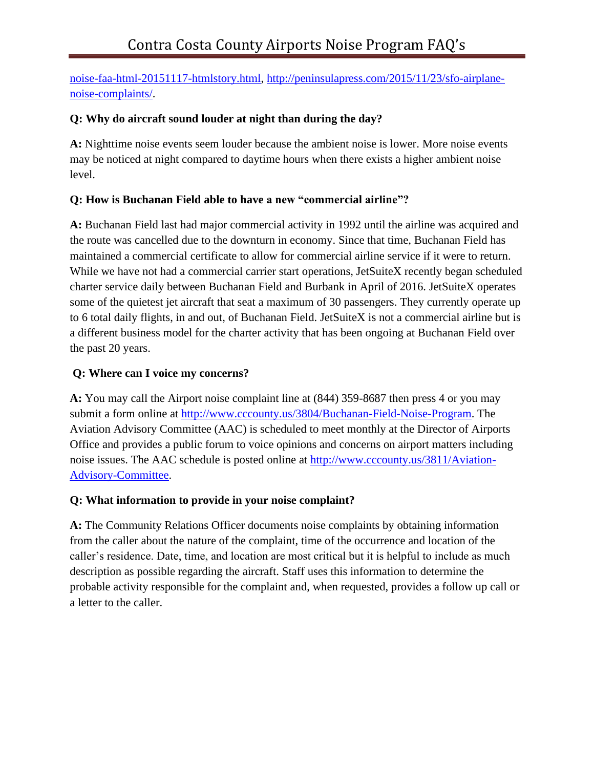noise-faa-html-20151117-htmlstory.html, http://peninsulapress.com/2015/11/23/sfo-airplane-noise-complaints/.

**Q: Why do aircraft sound louder at night than during the day?**

**A:** Nighttime noise events seem louder because the ambient noise is lower. More noise events may be noticed at night compared to daytime hours when there exists a higher ambient noise level.

**Q: How is Buchanan Field able to have a new "commercial airline"?**

**A:** Buchanan Field last had major commercial activity in 1992 until the airline was acquired and the route was cancelled due to the downturn in economy. Since that time, Buchanan Field has maintained a commercial certificate to allow for commercial airline service if it were to return. While we have not had a commercial carrier start operations, JetSuiteX recently began scheduled charter service daily between Buchanan Field and Burbank in April of 2016. JetSuiteX operates some of the quietest jet aircraft that seat a maximum of 30 passengers. They currently operate up to 6 total daily flights, in and out, of Buchanan Field. JetSuiteX is not a commercial airline but is a different business model for the charter activity that has been ongoing at Buchanan Field over the past 20 years.

**Q: Where can I voice my concerns?**

**A:** You may call the Airport noise complaint line at (844) 359-8687 then press 4 or you may submit a form online at http://www.cccounty.us/3804/Buchanan-Field-Noise-Program. The Aviation Advisory Committee (AAC) is scheduled to meet monthly at the Director of Airports Office and provides a public forum to voice opinions and concerns on airport matters including noise issues. The AAC schedule is posted online at http://www.cccounty.us/3811/Aviation-Advisory-Committee.

**Q: What information to provide in your noise complaint?**

**A:** The Community Relations Officer documents noise complaints by obtaining information from the caller about the nature of the complaint, time of the occurrence and location of the caller's residence. Date, time, and location are most critical but it is helpful to include as much description as possible regarding the aircraft. Staff uses this information to determine the probable activity responsible for the complaint and, when requested, provides a follow up call or a letter to the caller.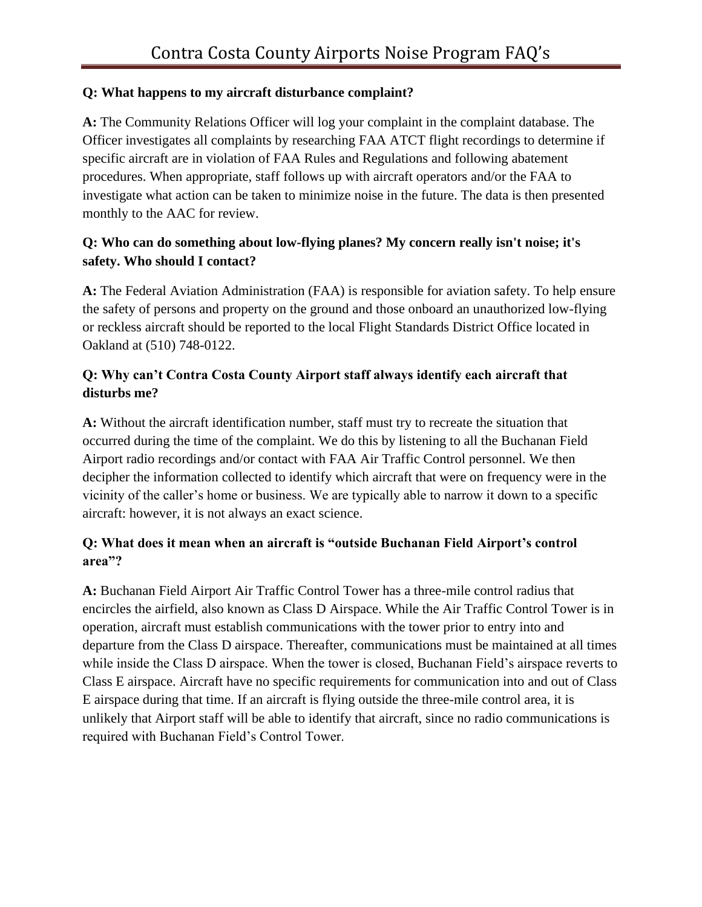**Q: What happens to my aircraft disturbance complaint?**

**A:** The Community Relations Officer will log your complaint in the complaint database. The Officer investigates all complaints by researching FAA ATCT flight recordings to determine if specific aircraft are in violation of FAA Rules and Regulations and following abatement procedures. When appropriate, staff follows up with aircraft operators and/or the FAA to investigate what action can be taken to minimize noise in the future. The data is then presented monthly to the AAC for review.

**Q: Who can do something about low-flying planes? My concern really isn't noise; it's safety. Who should I contact?**

**A:** The Federal Aviation Administration (FAA) is responsible for aviation safety. To help ensure the safety of persons and property on the ground and those onboard an unauthorized low-flying or reckless aircraft should be reported to the local Flight Standards District Office located in Oakland at (510) 748-0122.

**Q: Why can't Contra Costa County Airport staff always identify each aircraft that disturbs me?**

**A:** Without the aircraft identification number, staff must try to recreate the situation that occurred during the time of the complaint. We do this by listening to all the Buchanan Field Airport radio recordings and/or contact with FAA Air Traffic Control personnel. We then decipher the information collected to identify which aircraft that were on frequency were in the vicinity of the caller's home or business. We are typically able to narrow it down to a specific aircraft: however, it is not always an exact science.

**Q: What does it mean when an aircraft is "outside Buchanan Field Airport's control area"?**

**A:** Buchanan Field Airport Air Traffic Control Tower has a three-mile control radius that encircles the airfield, also known as Class D Airspace. While the Air Traffic Control Tower is in operation, aircraft must establish communications with the tower prior to entry into and departure from the Class D airspace. Thereafter, communications must be maintained at all times while inside the Class D airspace. When the tower is closed, Buchanan Field's airspace reverts to Class E airspace. Aircraft have no specific requirements for communication into and out of Class E airspace during that time. If an aircraft is flying outside the three-mile control area, it is unlikely that Airport staff will be able to identify that aircraft, since no radio communications is required with Buchanan Field's Control Tower.